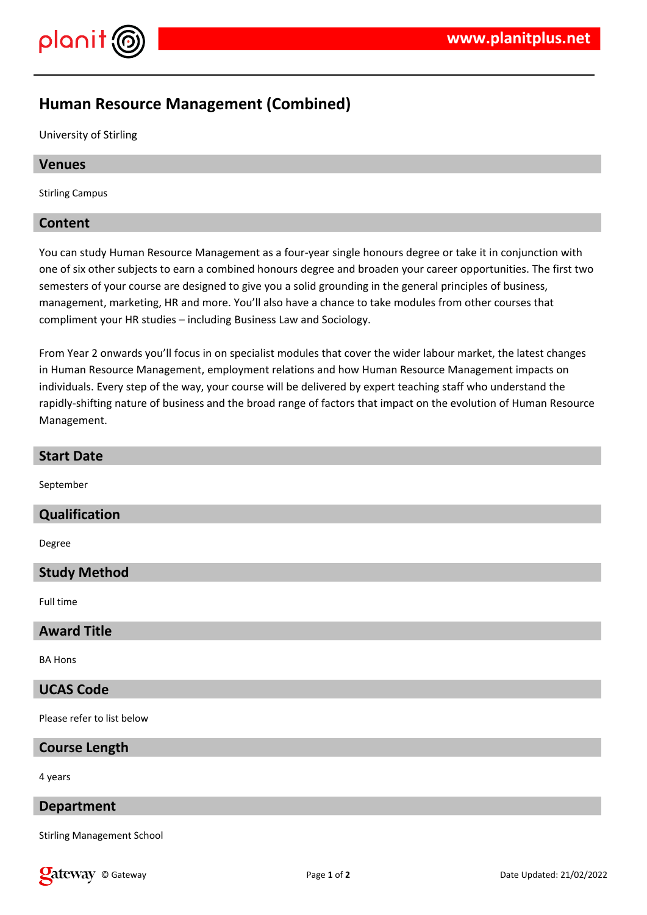# Human Resource Management (Combined)

University of Stirling

## Venues

Stirling Campus

## Content

You can study Human Resource Management as a four-year single honours degree or take it in conjunction with one of six other subjects to earn a combined honours degree and broaden your career opportunities. The first two semesters of your course are designed to give you a solid grounding in the general principles of business, management, marketing, HR and more. You'll also have a chance to take modules from other courses that compliment your HR studies – including Business Law and Sociology.

From Year 2 onwards you'll focus in on specialist modules that cover the wider labour market, the latest changes in Human Resource Management, employment relations and how Human Resource Management impacts on individuals. Every step of the way, your course will be delivered by expert teaching staff who understand the rapidly-shifting nature of business and the broad range of factors that impact on the evolution of Human Resource Management.

## Start Date

September

## Qualification

Degree

## Study Method

Full time

## Award Title

BA Hons

## UCAS Code

Please refer to list below

## Course Length

4 years

## Department

Stirling Management School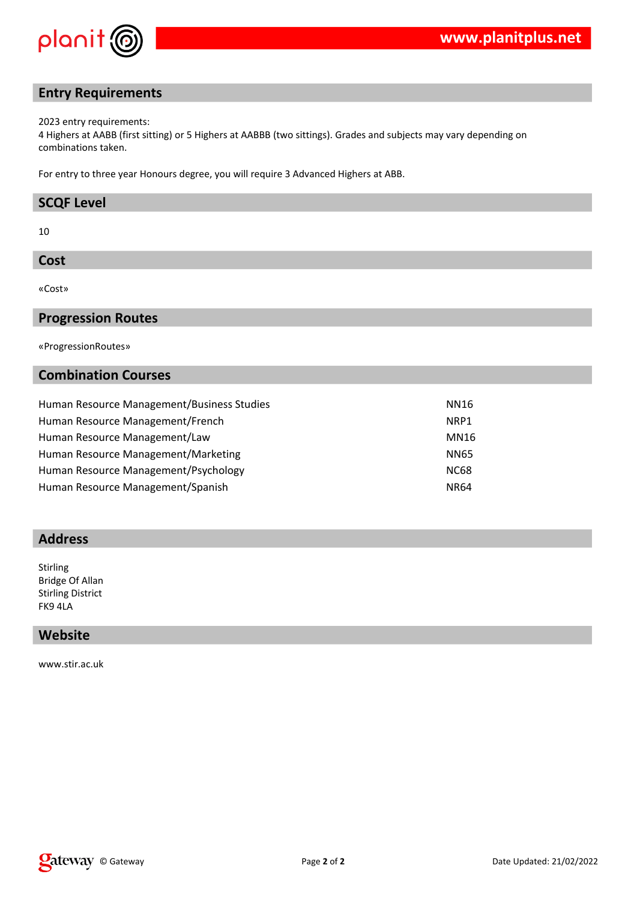## Entry Requirements

2023 entry requirements:
4 Highers at AABB (first sitting) or 5 Highers at AABBB (two sittings). Grades and subjects may vary depending on combinations taken.

For entry to three year Honours degree, you will require 3 Advanced Highers at ABB.

## SCQF Level

10

## Cost

«Cost»

## Progression Routes

«ProgressionRoutes»

## Combination Courses

| | |
|---|---|
| Human Resource Management/Business Studies | NN16 |
| Human Resource Management/French | NRP1 |
| Human Resource Management/Law | MN16 |
| Human Resource Management/Marketing | NN65 |
| Human Resource Management/Psychology | NC68 |
| Human Resource Management/Spanish | NR64 |

## Address

Stirling
Bridge Of Allan
Stirling District
FK9 4LA

## Website

www.stir.ac.uk